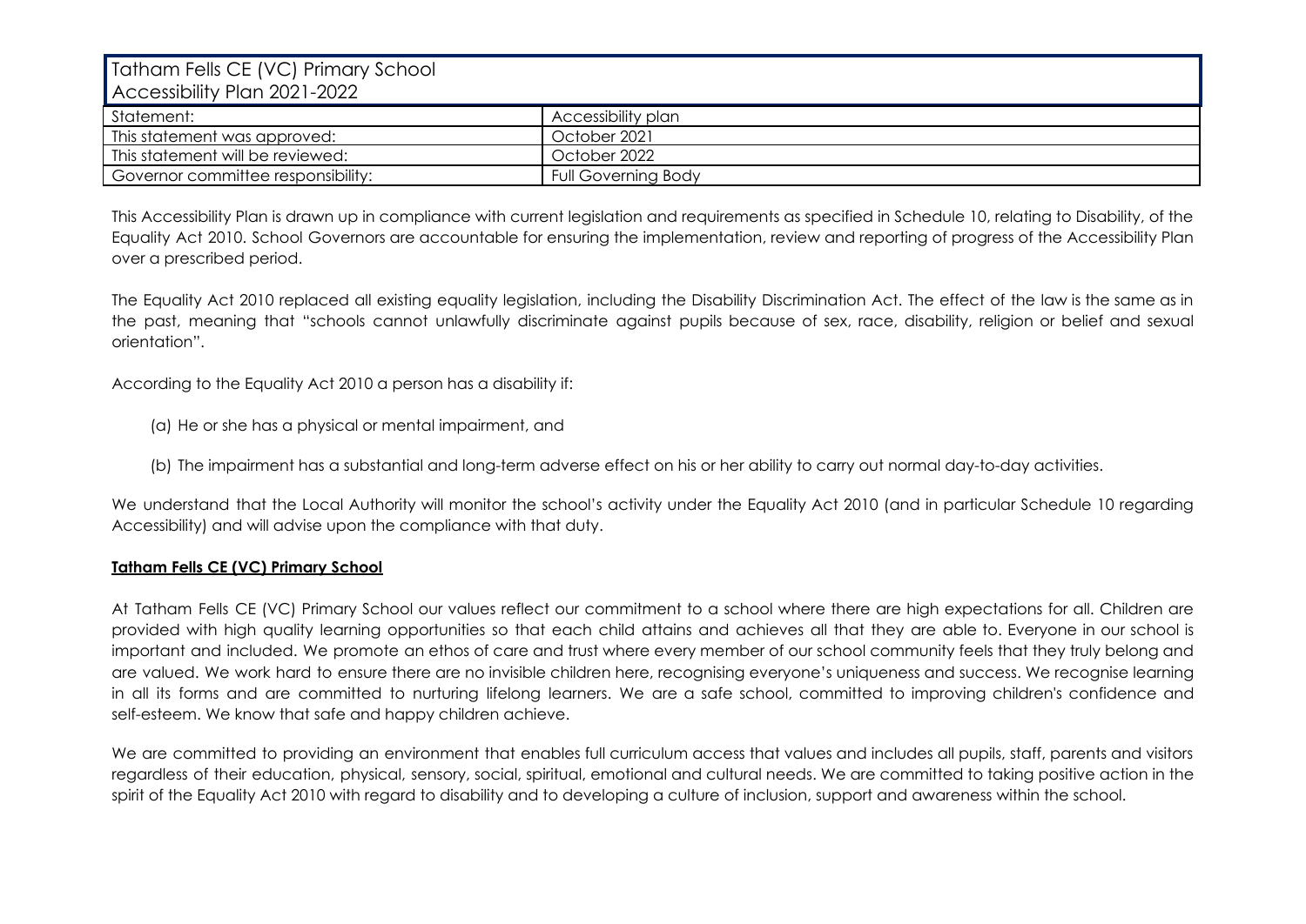| Tatham Fells CE (VC) Primary School<br>Accessibility Plan 2021-2022 | |
|---|---|
| Statement: | Accessibility plan |
| This statement was approved: | October 2021 |
| This statement will be reviewed: | October 2022 |
| Governor committee responsibility: | Full Governing Body |

This Accessibility Plan is drawn up in compliance with current legislation and requirements as specified in Schedule 10, relating to Disability, of the Equality Act 2010. School Governors are accountable for ensuring the implementation, review and reporting of progress of the Accessibility Plan over a prescribed period.

The Equality Act 2010 replaced all existing equality legislation, including the Disability Discrimination Act. The effect of the law is the same as in the past, meaning that "schools cannot unlawfully discriminate against pupils because of sex, race, disability, religion or belief and sexual orientation".

According to the Equality Act 2010 a person has a disability if:

(a) He or she has a physical or mental impairment, and

(b) The impairment has a substantial and long-term adverse effect on his or her ability to carry out normal day-to-day activities.

We understand that the Local Authority will monitor the school's activity under the Equality Act 2010 (and in particular Schedule 10 regarding Accessibility) and will advise upon the compliance with that duty.

**Tatham Fells CE (VC) Primary School**

At Tatham Fells CE (VC) Primary School our values reflect our commitment to a school where there are high expectations for all. Children are provided with high quality learning opportunities so that each child attains and achieves all that they are able to. Everyone in our school is important and included. We promote an ethos of care and trust where every member of our school community feels that they truly belong and are valued. We work hard to ensure there are no invisible children here, recognising everyone's uniqueness and success. We recognise learning in all its forms and are committed to nurturing lifelong learners. We are a safe school, committed to improving children's confidence and self-esteem. We know that safe and happy children achieve.

We are committed to providing an environment that enables full curriculum access that values and includes all pupils, staff, parents and visitors regardless of their education, physical, sensory, social, spiritual, emotional and cultural needs. We are committed to taking positive action in the spirit of the Equality Act 2010 with regard to disability and to developing a culture of inclusion, support and awareness within the school.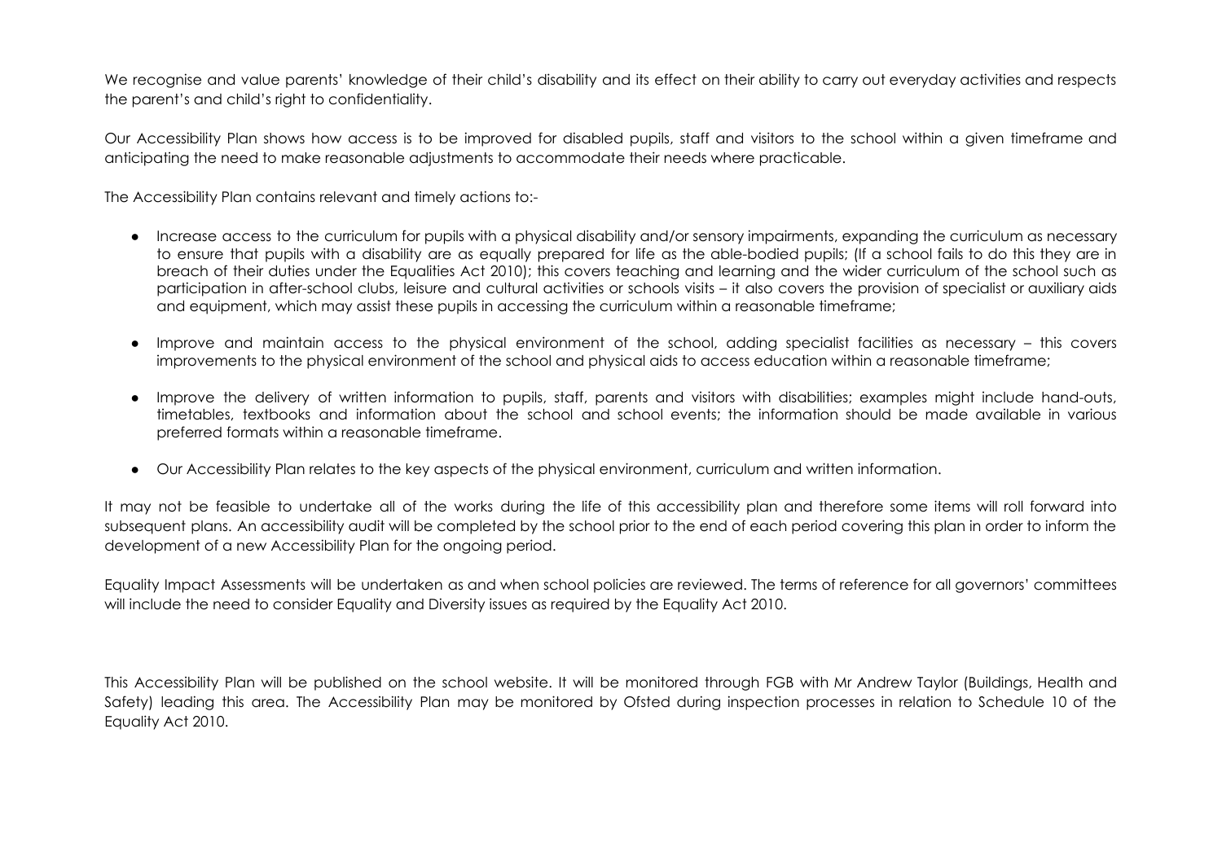We recognise and value parents' knowledge of their child's disability and its effect on their ability to carry out everyday activities and respects the parent's and child's right to confidentiality.

Our Accessibility Plan shows how access is to be improved for disabled pupils, staff and visitors to the school within a given timeframe and anticipating the need to make reasonable adjustments to accommodate their needs where practicable.

The Accessibility Plan contains relevant and timely actions to:-

- Increase access to the curriculum for pupils with a physical disability and/or sensory impairments, expanding the curriculum as necessary to ensure that pupils with a disability are as equally prepared for life as the able-bodied pupils; (If a school fails to do this they are in breach of their duties under the Equalities Act 2010); this covers teaching and learning and the wider curriculum of the school such as participation in after-school clubs, leisure and cultural activities or schools visits – it also covers the provision of specialist or auxiliary aids and equipment, which may assist these pupils in accessing the curriculum within a reasonable timeframe;

- Improve and maintain access to the physical environment of the school, adding specialist facilities as necessary – this covers improvements to the physical environment of the school and physical aids to access education within a reasonable timeframe;

- Improve the delivery of written information to pupils, staff, parents and visitors with disabilities; examples might include hand-outs, timetables, textbooks and information about the school and school events; the information should be made available in various preferred formats within a reasonable timeframe.

- Our Accessibility Plan relates to the key aspects of the physical environment, curriculum and written information.

It may not be feasible to undertake all of the works during the life of this accessibility plan and therefore some items will roll forward into subsequent plans. An accessibility audit will be completed by the school prior to the end of each period covering this plan in order to inform the development of a new Accessibility Plan for the ongoing period.

Equality Impact Assessments will be undertaken as and when school policies are reviewed. The terms of reference for all governors' committees will include the need to consider Equality and Diversity issues as required by the Equality Act 2010.

This Accessibility Plan will be published on the school website. It will be monitored through FGB with Mr Andrew Taylor (Buildings, Health and Safety) leading this area. The Accessibility Plan may be monitored by Ofsted during inspection processes in relation to Schedule 10 of the Equality Act 2010.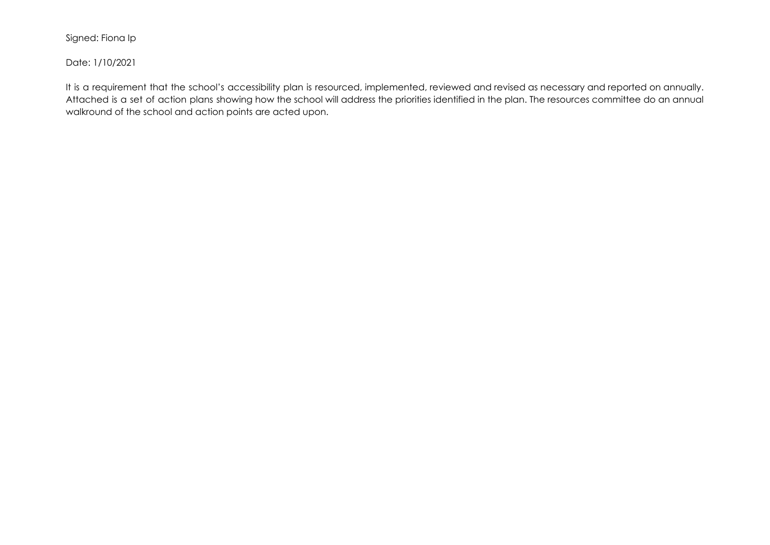Signed: Fiona Ip

Date: 1/10/2021

It is a requirement that the school's accessibility plan is resourced, implemented, reviewed and revised as necessary and reported on annually. Attached is a set of action plans showing how the school will address the priorities identified in the plan. The resources committee do an annual walkround of the school and action points are acted upon.